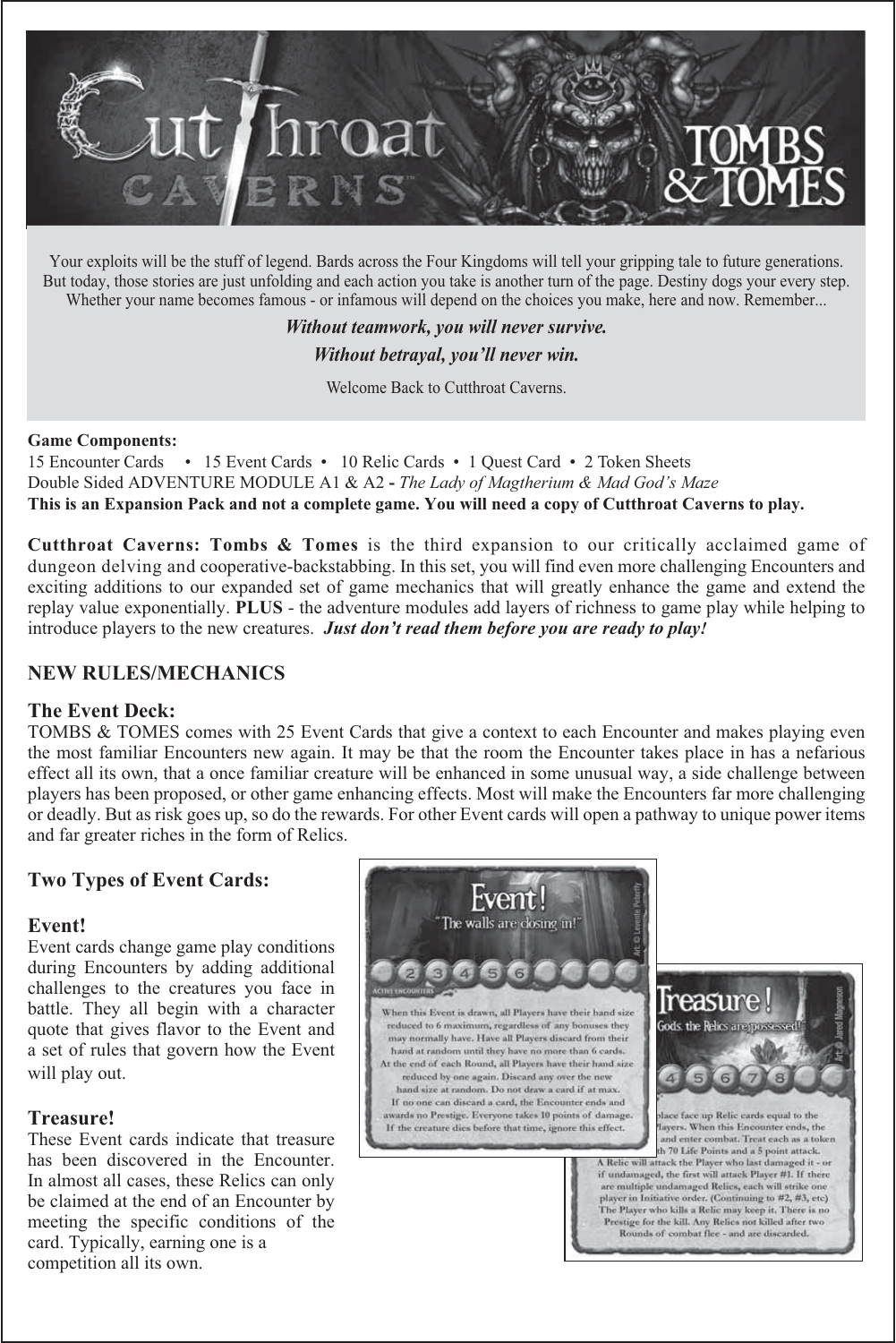# Cutthroat Caverns — Tombs & Tomes

Your exploits will be the stuff of legend. Bards across the Four Kingdoms will tell your gripping tale to future generations. But today, those stories are just unfolding and each action you take is another turn of the page. Destiny dogs your every step. Whether your name becomes famous - or infamous will depend on the choices you make, here and now. Remember...

***Without teamwork, you will never survive.***

***Without betrayal, you'll never win.***

Welcome Back to Cutthroat Caverns.

**Game Components:**
15 Encounter Cards • 15 Event Cards • 10 Relic Cards • 1 Quest Card • 2 Token Sheets
Double Sided ADVENTURE MODULE A1 & A2 **-** *The Lady of Magtherium & Mad God's Maze*
**This is an Expansion Pack and not a complete game. You will need a copy of Cutthroat Caverns to play.**

**Cutthroat Caverns: Tombs & Tomes** is the third expansion to our critically acclaimed game of dungeon delving and cooperative-backstabbing. In this set, you will find even more challenging Encounters and exciting additions to our expanded set of game mechanics that will greatly enhance the game and extend the replay value exponentially. **PLUS** - the adventure modules add layers of richness to game play while helping to introduce players to the new creatures. ***Just don't read them before you are ready to play!***

## NEW RULES/MECHANICS

### The Event Deck:

TOMBS & TOMES comes with 25 Event Cards that give a context to each Encounter and makes playing even the most familiar Encounters new again. It may be that the room the Encounter takes place in has a nefarious effect all its own, that a once familiar creature will be enhanced in some unusual way, a side challenge between players has been proposed, or other game enhancing effects. Most will make the Encounters far more challenging or deadly. But as risk goes up, so do the rewards. For other Event cards will open a pathway to unique power items and far greater riches in the form of Relics.

### Two Types of Event Cards:

### Event!

Event cards change game play conditions during Encounters by adding additional challenges to the creatures you face in battle. They all begin with a character quote that gives flavor to the Event and a set of rules that govern how the Event will play out.

### Treasure!

These Event cards indicate that treasure has been discovered in the Encounter. In almost all cases, these Relics can only be claimed at the end of an Encounter by meeting the specific conditions of the card. Typically, earning one is a competition all its own.

**Event!**
"The walls are closing in!"

2 3 4 5 6 — ACTIVE ENCOUNTERS

When this Event is drawn, all Players have their hand size reduced to 6 maximum, regardless of any bonuses they may normally have. Have all Players discard from their hand at random until they have no more than 6 cards. At the end of each Round, all Players have their hand size reduced by one again. Discard any over the new hand size at random. Do not draw a card if at max. If no one can discard a card, the Encounter ends and awards no Prestige. Everyone takes 10 points of damage. If the creature dies before that time, ignore this effect.

**Treasure!**
Gods, the Relics are possessed!

4 5 6 7 8

...place face up Relic cards equal to the ...Players. When this Encounter ends, the ... and enter combat. Treat each as a token ...th 70 Life Points and a 5 point attack. A Relic will attack the Player who last damaged it - or if undamaged, the first will attack Player #1. If there are multiple undamaged Relics, each will strike one player in Initiative order. (Continuing to #2, #3, etc) The Player who kills a Relic may keep it. There is no Prestige for the kill. Any Relics not killed after two Rounds of combat flee - and are discarded.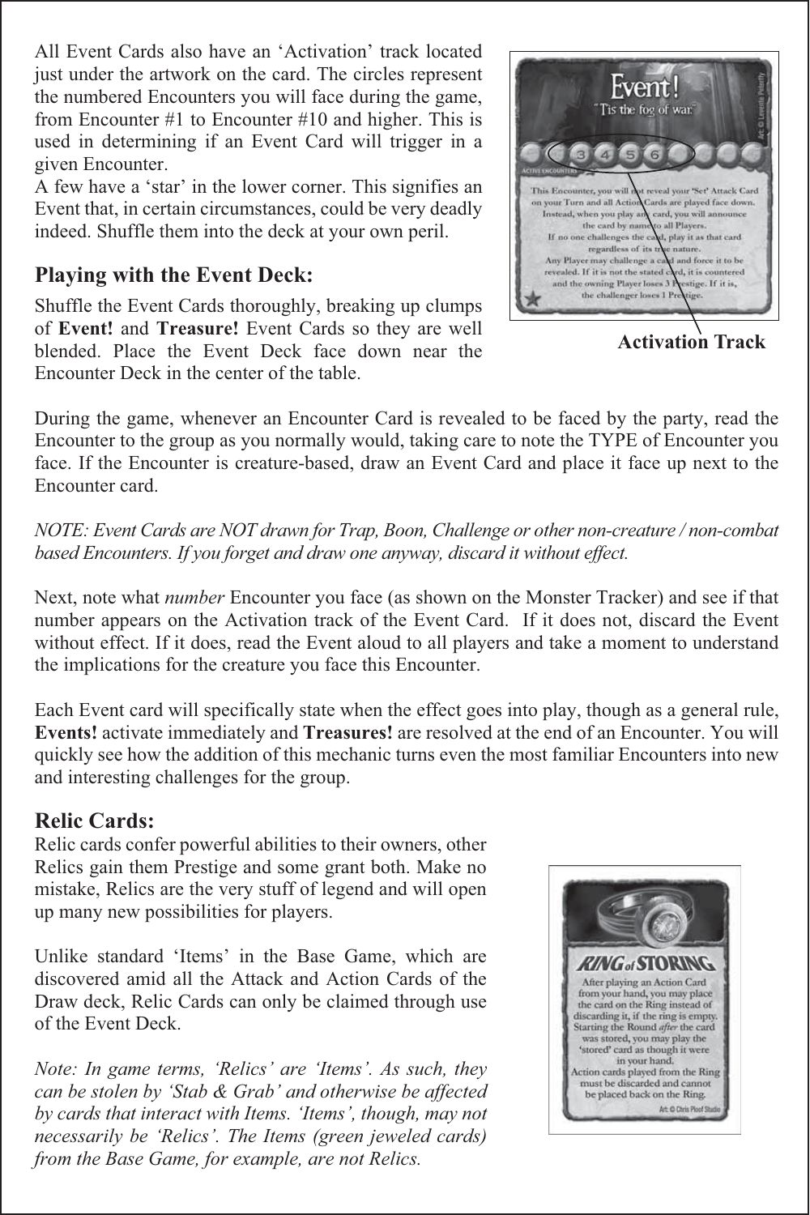All Event Cards also have an 'Activation' track located just under the artwork on the card. The circles represent the numbered Encounters you will face during the game, from Encounter #1 to Encounter #10 and higher. This is used in determining if an Event Card will trigger in a given Encounter.

A few have a 'star' in the lower corner. This signifies an Event that, in certain circumstances, could be very deadly indeed. Shuffle them into the deck at your own peril.

Activation Track

## Playing with the Event Deck:

Shuffle the Event Cards thoroughly, breaking up clumps of **Event!** and **Treasure!** Event Cards so they are well blended. Place the Event Deck face down near the Encounter Deck in the center of the table.

During the game, whenever an Encounter Card is revealed to be faced by the party, read the Encounter to the group as you normally would, taking care to note the TYPE of Encounter you face. If the Encounter is creature-based, draw an Event Card and place it face up next to the Encounter card.

*NOTE: Event Cards are NOT drawn for Trap, Boon, Challenge or other non-creature / non-combat based Encounters. If you forget and draw one anyway, discard it without effect.*

Next, note what *number* Encounter you face (as shown on the Monster Tracker) and see if that number appears on the Activation track of the Event Card. If it does not, discard the Event without effect. If it does, read the Event aloud to all players and take a moment to understand the implications for the creature you face this Encounter.

Each Event card will specifically state when the effect goes into play, though as a general rule, **Events!** activate immediately and **Treasures!** are resolved at the end of an Encounter. You will quickly see how the addition of this mechanic turns even the most familiar Encounters into new and interesting challenges for the group.

## Relic Cards:

Relic cards confer powerful abilities to their owners, other Relics gain them Prestige and some grant both. Make no mistake, Relics are the very stuff of legend and will open up many new possibilities for players.

Unlike standard 'Items' in the Base Game, which are discovered amid all the Attack and Action Cards of the Draw deck, Relic Cards can only be claimed through use of the Event Deck.

*Note: In game terms, 'Relics' are 'Items'. As such, they can be stolen by 'Stab & Grab' and otherwise be affected by cards that interact with Items. 'Items', though, may not necessarily be 'Relics'. The Items (green jeweled cards) from the Base Game, for example, are not Relics.*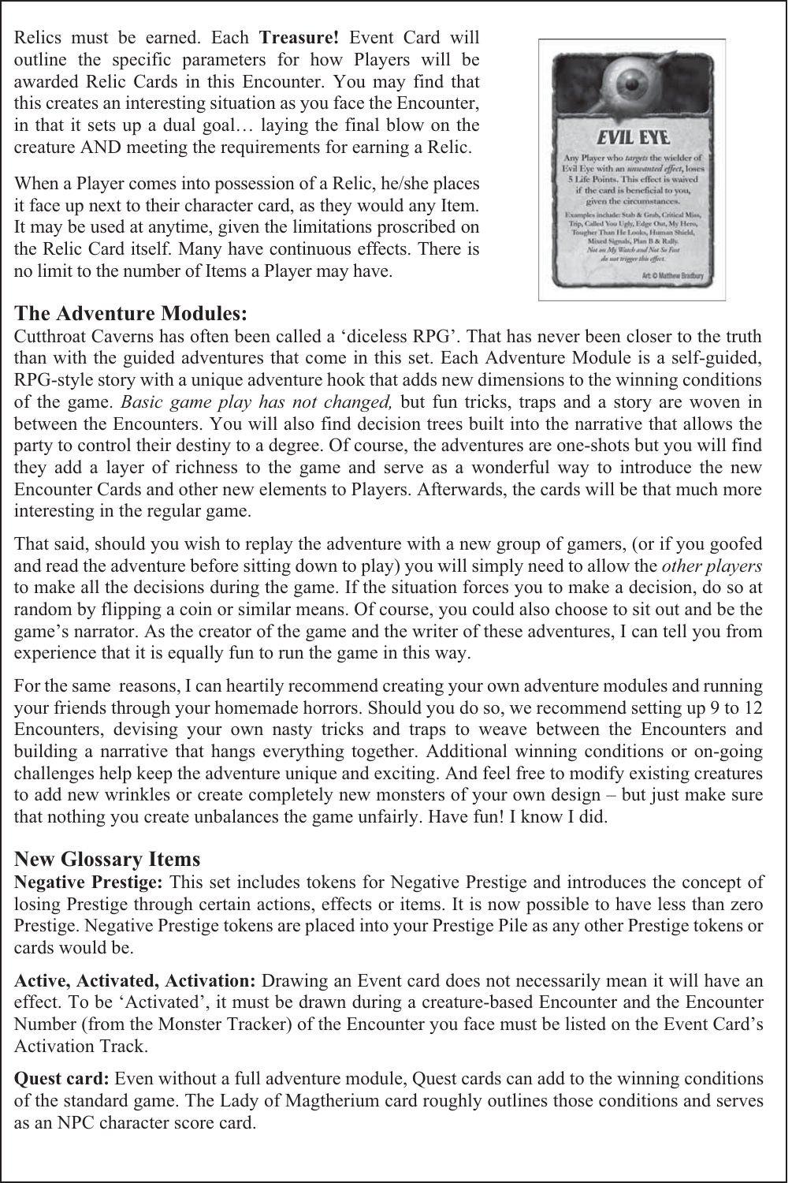Relics must be earned. Each **Treasure!** Event Card will outline the specific parameters for how Players will be awarded Relic Cards in this Encounter. You may find that this creates an interesting situation as you face the Encounter, in that it sets up a dual goal… laying the final blow on the creature AND meeting the requirements for earning a Relic.

When a Player comes into possession of a Relic, he/she places it face up next to their character card, as they would any Item. It may be used at anytime, given the limitations proscribed on the Relic Card itself. Many have continuous effects. There is no limit to the number of Items a Player may have.

## The Adventure Modules:

Cutthroat Caverns has often been called a 'diceless RPG'. That has never been closer to the truth than with the guided adventures that come in this set. Each Adventure Module is a self-guided, RPG-style story with a unique adventure hook that adds new dimensions to the winning conditions of the game. *Basic game play has not changed,* but fun tricks, traps and a story are woven in between the Encounters. You will also find decision trees built into the narrative that allows the party to control their destiny to a degree. Of course, the adventures are one-shots but you will find they add a layer of richness to the game and serve as a wonderful way to introduce the new Encounter Cards and other new elements to Players. Afterwards, the cards will be that much more interesting in the regular game.

That said, should you wish to replay the adventure with a new group of gamers, (or if you goofed and read the adventure before sitting down to play) you will simply need to allow the *other players* to make all the decisions during the game. If the situation forces you to make a decision, do so at random by flipping a coin or similar means. Of course, you could also choose to sit out and be the game's narrator. As the creator of the game and the writer of these adventures, I can tell you from experience that it is equally fun to run the game in this way.

For the same reasons, I can heartily recommend creating your own adventure modules and running your friends through your homemade horrors. Should you do so, we recommend setting up 9 to 12 Encounters, devising your own nasty tricks and traps to weave between the Encounters and building a narrative that hangs everything together. Additional winning conditions or on-going challenges help keep the adventure unique and exciting. And feel free to modify existing creatures to add new wrinkles or create completely new monsters of your own design – but just make sure that nothing you create unbalances the game unfairly. Have fun! I know I did.

## New Glossary Items

**Negative Prestige:** This set includes tokens for Negative Prestige and introduces the concept of losing Prestige through certain actions, effects or items. It is now possible to have less than zero Prestige. Negative Prestige tokens are placed into your Prestige Pile as any other Prestige tokens or cards would be.

**Active, Activated, Activation:** Drawing an Event card does not necessarily mean it will have an effect. To be 'Activated', it must be drawn during a creature-based Encounter and the Encounter Number (from the Monster Tracker) of the Encounter you face must be listed on the Event Card's Activation Track.

**Quest card:** Even without a full adventure module, Quest cards can add to the winning conditions of the standard game. The Lady of Magtherium card roughly outlines those conditions and serves as an NPC character score card.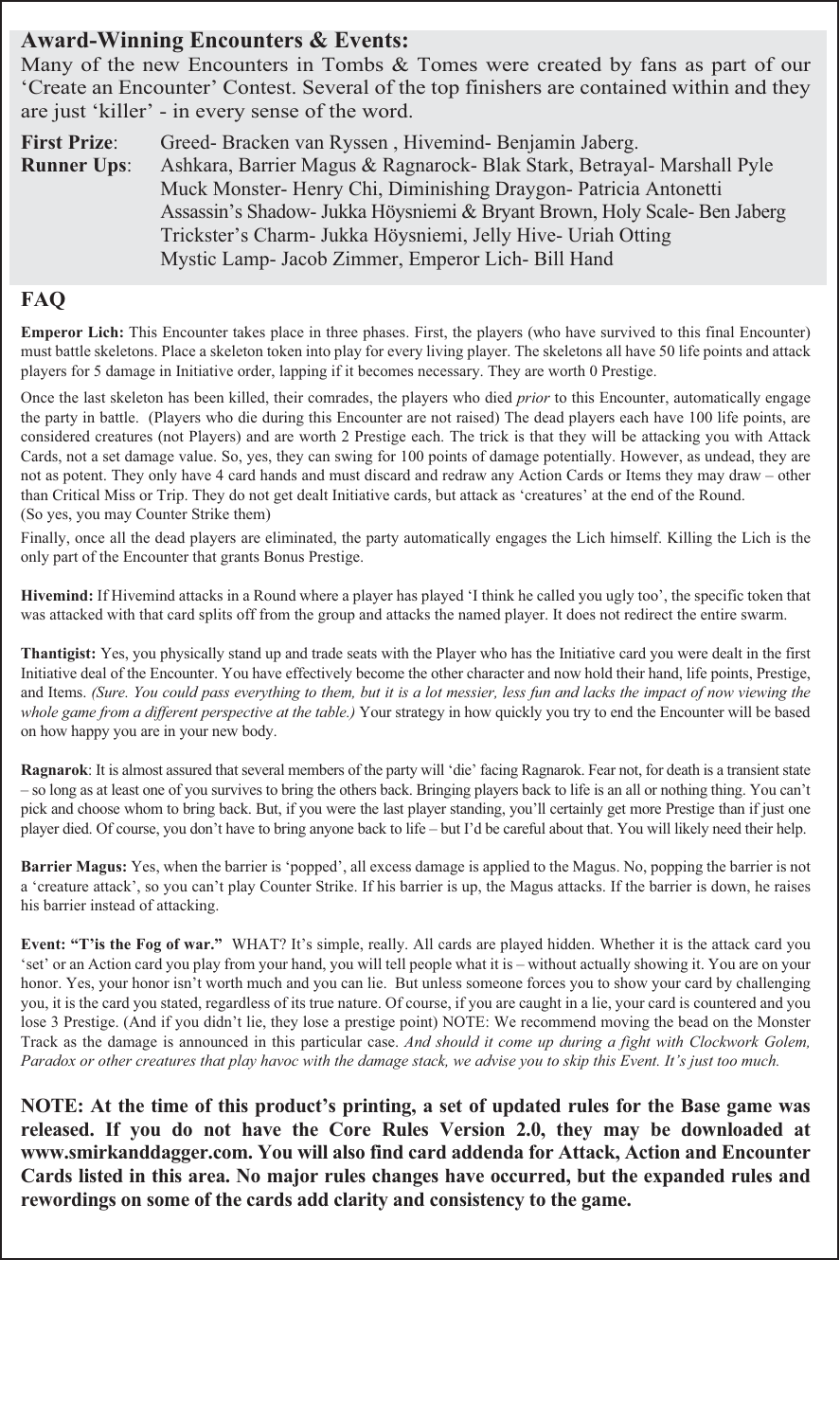## Award-Winning Encounters & Events:

Many of the new Encounters in Tombs & Tomes were created by fans as part of our 'Create an Encounter' Contest. Several of the top finishers are contained within and they are just 'killer' - in every sense of the word.

**First Prize**: Greed- Bracken van Ryssen , Hivemind- Benjamin Jaberg.

**Runner Ups**: Ashkara, Barrier Magus & Ragnarock- Blak Stark, Betrayal- Marshall Pyle
Muck Monster- Henry Chi, Diminishing Draygon- Patricia Antonetti
Assassin's Shadow- Jukka Höysniemi & Bryant Brown, Holy Scale- Ben Jaberg
Trickster's Charm- Jukka Höysniemi, Jelly Hive- Uriah Otting
Mystic Lamp- Jacob Zimmer, Emperor Lich- Bill Hand

## FAQ

**Emperor Lich:** This Encounter takes place in three phases. First, the players (who have survived to this final Encounter) must battle skeletons. Place a skeleton token into play for every living player. The skeletons all have 50 life points and attack players for 5 damage in Initiative order, lapping if it becomes necessary. They are worth 0 Prestige.

Once the last skeleton has been killed, their comrades, the players who died *prior* to this Encounter, automatically engage the party in battle. (Players who die during this Encounter are not raised) The dead players each have 100 life points, are considered creatures (not Players) and are worth 2 Prestige each. The trick is that they will be attacking you with Attack Cards, not a set damage value. So, yes, they can swing for 100 points of damage potentially. However, as undead, they are not as potent. They only have 4 card hands and must discard and redraw any Action Cards or Items they may draw – other than Critical Miss or Trip. They do not get dealt Initiative cards, but attack as 'creatures' at the end of the Round.
(So yes, you may Counter Strike them)

Finally, once all the dead players are eliminated, the party automatically engages the Lich himself. Killing the Lich is the only part of the Encounter that grants Bonus Prestige.

**Hivemind:** If Hivemind attacks in a Round where a player has played 'I think he called you ugly too', the specific token that was attacked with that card splits off from the group and attacks the named player. It does not redirect the entire swarm.

**Thantigist:** Yes, you physically stand up and trade seats with the Player who has the Initiative card you were dealt in the first Initiative deal of the Encounter. You have effectively become the other character and now hold their hand, life points, Prestige, and Items. *(Sure. You could pass everything to them, but it is a lot messier, less fun and lacks the impact of now viewing the whole game from a different perspective at the table.)* Your strategy in how quickly you try to end the Encounter will be based on how happy you are in your new body.

**Ragnarok**: It is almost assured that several members of the party will 'die' facing Ragnarok. Fear not, for death is a transient state – so long as at least one of you survives to bring the others back. Bringing players back to life is an all or nothing thing. You can't pick and choose whom to bring back. But, if you were the last player standing, you'll certainly get more Prestige than if just one player died. Of course, you don't have to bring anyone back to life – but I'd be careful about that. You will likely need their help.

**Barrier Magus:** Yes, when the barrier is 'popped', all excess damage is applied to the Magus. No, popping the barrier is not a 'creature attack', so you can't play Counter Strike. If his barrier is up, the Magus attacks. If the barrier is down, he raises his barrier instead of attacking.

**Event: "T'is the Fog of war."** WHAT? It's simple, really. All cards are played hidden. Whether it is the attack card you 'set' or an Action card you play from your hand, you will tell people what it is – without actually showing it. You are on your honor. Yes, your honor isn't worth much and you can lie. But unless someone forces you to show your card by challenging you, it is the card you stated, regardless of its true nature. Of course, if you are caught in a lie, your card is countered and you lose 3 Prestige. (And if you didn't lie, they lose a prestige point) NOTE: We recommend moving the bead on the Monster Track as the damage is announced in this particular case. *And should it come up during a fight with Clockwork Golem, Paradox or other creatures that play havoc with the damage stack, we advise you to skip this Event. It's just too much.*

**NOTE: At the time of this product's printing, a set of updated rules for the Base game was released. If you do not have the Core Rules Version 2.0, they may be downloaded at www.smirkanddagger.com. You will also find card addenda for Attack, Action and Encounter Cards listed in this area. No major rules changes have occurred, but the expanded rules and rewordings on some of the cards add clarity and consistency to the game.**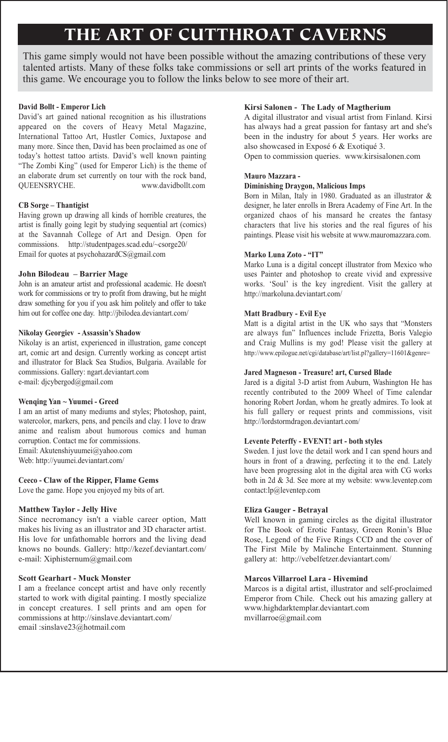# THE ART OF CUTTHROAT CAVERNS

This game simply would not have been possible without the amazing contributions of these very talented artists. Many of these folks take commissions or sell art prints of the works featured in this game. We encourage you to follow the links below to see more of their art.

**David Bollt - Emperor Lich**

David's art gained national recognition as his illustrations appeared on the covers of Heavy Metal Magazine, International Tattoo Art, Hustler Comics, Juxtapose and many more. Since then, David has been proclaimed as one of today's hottest tattoo artists. David's well known painting "The Zombi King" (used for Emperor Lich) is the theme of an elaborate drum set currently on tour with the rock band, QUEENSRYCHE. www.davidbollt.com

**CB Sorge – Thantigist**

Having grown up drawing all kinds of horrible creatures, the artist is finally going legit by studying sequential art (comics) at the Savannah College of Art and Design. Open for commissions. http://studentpages.scad.edu/~csorge20/
Email for quotes at psychohazardCS@gmail.com

**John Bilodeau – Barrier Mage**

John is an amateur artist and professional academic. He doesn't work for commissions or try to profit from drawing, but he might draw something for you if you ask him politely and offer to take him out for coffee one day. http://jbilodea.deviantart.com/

**Nikolay Georgiev - Assassin's Shadow**

Nikolay is an artist, experienced in illustration, game concept art, comic art and design. Currently working as concept artist and illustrator for Black Sea Studios, Bulgaria. Available for commissions. Gallery: ngart.deviantart.com
e-mail: djcybergod@gmail.com

**Wenqing Yan ~ Yuumei - Greed**

I am an artist of many mediums and styles; Photoshop, paint, watercolor, markers, pens, and pencils and clay. I love to draw anime and realism about humorous comics and human corruption. Contact me for commissions.
Email: Akutenshiyuumei@yahoo.com
Web: http://yuumei.deviantart.com/

**Ceeco - Claw of the Ripper, Flame Gems**

Love the game. Hope you enjoyed my bits of art.

**Matthew Taylor - Jelly Hive**

Since necromancy isn't a viable career option, Matt makes his living as an illustrator and 3D character artist. His love for unfathomable horrors and the living dead knows no bounds. Gallery: http://kezef.deviantart.com/
e-mail: Xiphisternum@gmail.com

**Scott Gearhart - Muck Monster**

I am a freelance concept artist and have only recently started to work with digital painting. I mostly specialize in concept creatures. I sell prints and am open for commissions at http://sinslave.deviantart.com/
email :sinslave23@hotmail.com

**Kirsi Salonen - The Lady of Magtherium**

A digital illustrator and visual artist from Finland. Kirsi has always had a great passion for fantasy art and she's been in the industry for about 5 years. Her works are also showcased in Exposé 6 & Exotiqué 3.
Open to commission queries. www.kirsisalonen.com

**Mauro Mazzara -**
**Diminishing Draygon, Malicious Imps**

Born in Milan, Italy in 1980. Graduated as an illustrator & designer, he later enrolls in Brera Academy of Fine Art. In the organized chaos of his mansard he creates the fantasy characters that live his stories and the real figures of his paintings. Please visit his website at www.mauromazzara.com.

**Marko Luna Zoto - "IT"**

Marko Luna is a digital concept illustrator from Mexico who uses Painter and photoshop to create vivid and expressive works. 'Soul' is the key ingredient. Visit the gallery at http://markoluna.deviantart.com/

**Matt Bradbury - Evil Eye**

Matt is a digital artist in the UK who says that "Monsters are always fun" Influences include Frizetta, Boris Valegio and Craig Mullins is my god! Please visit the gallery at http://www.epilogue.net/cgi/database/art/list.pl?gallery=11601&genre=

**Jared Magneson - Treasure! art, Cursed Blade**

Jared is a digital 3-D artist from Auburn, Washington He has recently contributed to the 2009 Wheel of Time calendar honoring Robert Jordan, whom he greatly admires. To look at his full gallery or request prints and commissions, visit http://lordstormdragon.deviantart.com/

**Levente Peterffy - EVENT! art - both styles**

Sweden. I just love the detail work and I can spend hours and hours in front of a drawing, perfecting it to the end. Lately have been progressing alot in the digital area with CG works both in 2d & 3d. See more at my website: www.leventep.com
contact:lp@leventep.com

**Eliza Gauger - Betrayal**

Well known in gaming circles as the digital illustrator for The Book of Erotic Fantasy, Green Ronin's Blue Rose, Legend of the Five Rings CCD and the cover of The First Mile by Malinche Entertainment. Stunning gallery at: http://vebelfetzer.deviantart.com/

**Marcos Villarroel Lara - Hivemind**

Marcos is a digital artist, illustrator and self-proclaimed Emperor from Chile. Check out his amazing gallery at www.highdarktemplar.deviantart.com
mvillarroe@gmail.com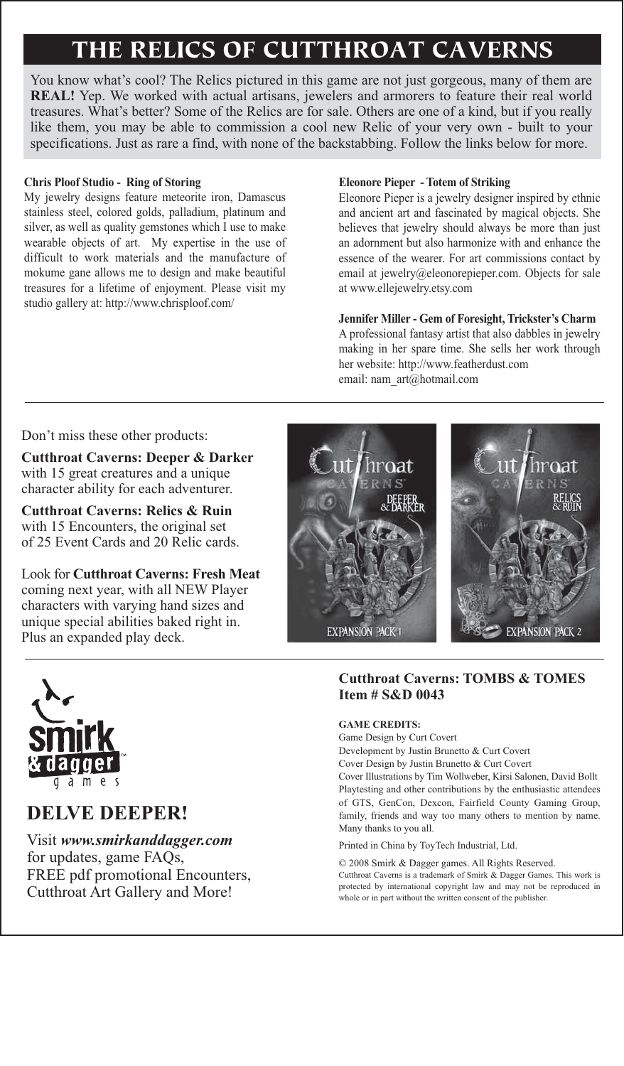# THE RELICS OF CUTTHROAT CAVERNS

You know what's cool? The Relics pictured in this game are not just gorgeous, many of them are **REAL!** Yep. We worked with actual artisans, jewelers and armorers to feature their real world treasures. What's better? Some of the Relics are for sale. Others are one of a kind, but if you really like them, you may be able to commission a cool new Relic of your very own - built to your specifications. Just as rare a find, with none of the backstabbing. Follow the links below for more.

**Chris Ploof Studio - Ring of Storing**
My jewelry designs feature meteorite iron, Damascus stainless steel, colored golds, palladium, platinum and silver, as well as quality gemstones which I use to make wearable objects of art. My expertise in the use of difficult to work materials and the manufacture of mokume gane allows me to design and make beautiful treasures for a lifetime of enjoyment. Please visit my studio gallery at: http://www.chrisploof.com/

**Eleonore Pieper - Totem of Striking**
Eleonore Pieper is a jewelry designer inspired by ethnic and ancient art and fascinated by magical objects. She believes that jewelry should always be more than just an adornment but also harmonize with and enhance the essence of the wearer. For art commissions contact by email at jewelry@eleonorepieper.com. Objects for sale at www.ellejewelry.etsy.com

**Jennifer Miller - Gem of Foresight, Trickster's Charm**
A professional fantasy artist that also dabbles in jewelry making in her spare time. She sells her work through her website: http://www.featherdust.com
email: nam_art@hotmail.com

---

Don't miss these other products:

**Cutthroat Caverns: Deeper & Darker**
with 15 great creatures and a unique character ability for each adventurer.

**Cutthroat Caverns: Relics & Ruin**
with 15 Encounters, the original set of 25 Event Cards and 20 Relic cards.

Look for **Cutthroat Caverns: Fresh Meat** coming next year, with all NEW Player characters with varying hand sizes and unique special abilities baked right in. Plus an expanded play deck.

Cutthroat Caverns
DEEPER & DARKER
EXPANSION PACK 1

Cutthroat Caverns
RELICS & RUIN
EXPANSION PACK 2

---

smirk & dagger games

## DELVE DEEPER!

Visit ***www.smirkanddagger.com*** for updates, game FAQs, FREE pdf promotional Encounters, Cutthroat Art Gallery and More!

**Cutthroat Caverns: TOMBS & TOMES**
**Item # S&D 0043**

**GAME CREDITS:**
Game Design by Curt Covert
Development by Justin Brunetto & Curt Covert
Cover Design by Justin Brunetto & Curt Covert
Cover Illustrations by Tim Wollweber, Kirsi Salonen, David Bollt
Playtesting and other contributions by the enthusiastic attendees of GTS, GenCon, Dexcon, Fairfield County Gaming Group, family, friends and way too many others to mention by name. Many thanks to you all.

Printed in China by ToyTech Industrial, Ltd.

© 2008 Smirk & Dagger games. All Rights Reserved.
Cutthroat Caverns is a trademark of Smirk & Dagger Games. This work is protected by international copyright law and may not be reproduced in whole or in part without the written consent of the publisher.